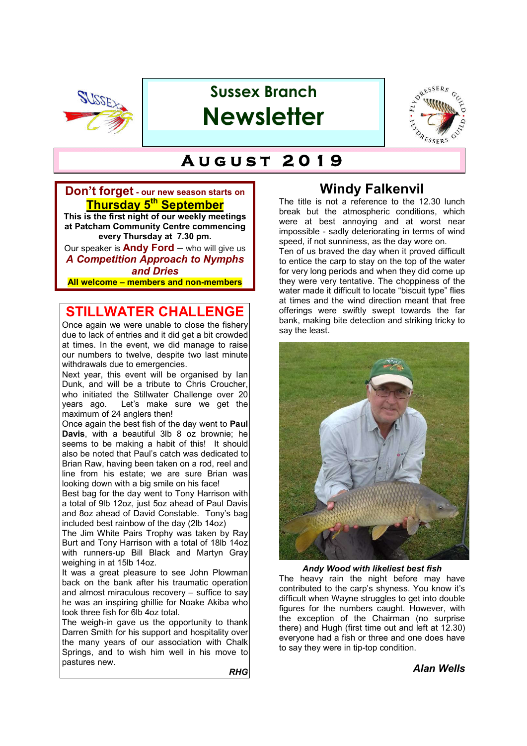# Sussex Branch Newsletter

## August 2019

**Don't forget** - **our new season starts on Thursday 5th September**

**This is the first night of our weekly meetings at Patcham Community Centre commencing every Thursday at 7.30 pm.**

Our speaker is **Andy Ford** – who will give us ***A Competition Approach to Nymphs and Dries***

**All welcome – members and non-members**

## STILLWATER CHALLENGE

Once again we were unable to close the fishery due to lack of entries and it did get a bit crowded at times. In the event, we did manage to raise our numbers to twelve, despite two last minute withdrawals due to emergencies.

Next year, this event will be organised by Ian Dunk, and will be a tribute to Chris Croucher, who initiated the Stillwater Challenge over 20 years ago. Let's make sure we get the maximum of 24 anglers then!

Once again the best fish of the day went to **Paul Davis**, with a beautiful 3lb 8 oz brownie; he seems to be making a habit of this! It should also be noted that Paul's catch was dedicated to Brian Raw, having been taken on a rod, reel and line from his estate; we are sure Brian was looking down with a big smile on his face!

Best bag for the day went to Tony Harrison with a total of 9lb 12oz, just 5oz ahead of Paul Davis and 8oz ahead of David Constable. Tony's bag included best rainbow of the day (2lb 14oz)

The Jim White Pairs Trophy was taken by Ray Burt and Tony Harrison with a total of 18lb 14oz with runners-up Bill Black and Martyn Gray weighing in at 15lb 14oz.

It was a great pleasure to see John Plowman back on the bank after his traumatic operation and almost miraculous recovery – suffice to say he was an inspiring ghillie for Noake Akiba who took three fish for 6lb 4oz total.

The weigh-in gave us the opportunity to thank Darren Smith for his support and hospitality over the many years of our association with Chalk Springs, and to wish him well in his move to pastures new.

***RHG***

## Windy Falkenvil

The title is not a reference to the 12.30 lunch break but the atmospheric conditions, which were at best annoying and at worst near impossible - sadly deteriorating in terms of wind speed, if not sunniness, as the day wore on.

Ten of us braved the day when it proved difficult to entice the carp to stay on the top of the water for very long periods and when they did come up they were very tentative. The choppiness of the water made it difficult to locate "biscuit type" flies at times and the wind direction meant that free offerings were swiftly swept towards the far bank, making bite detection and striking tricky to say the least.

***Andy Wood with likeliest best fish***

The heavy rain the night before may have contributed to the carp's shyness. You know it's difficult when Wayne struggles to get into double figures for the numbers caught. However, with the exception of the Chairman (no surprise there) and Hugh (first time out and left at 12.30) everyone had a fish or three and one does have to say they were in tip-top condition.

***Alan Wells***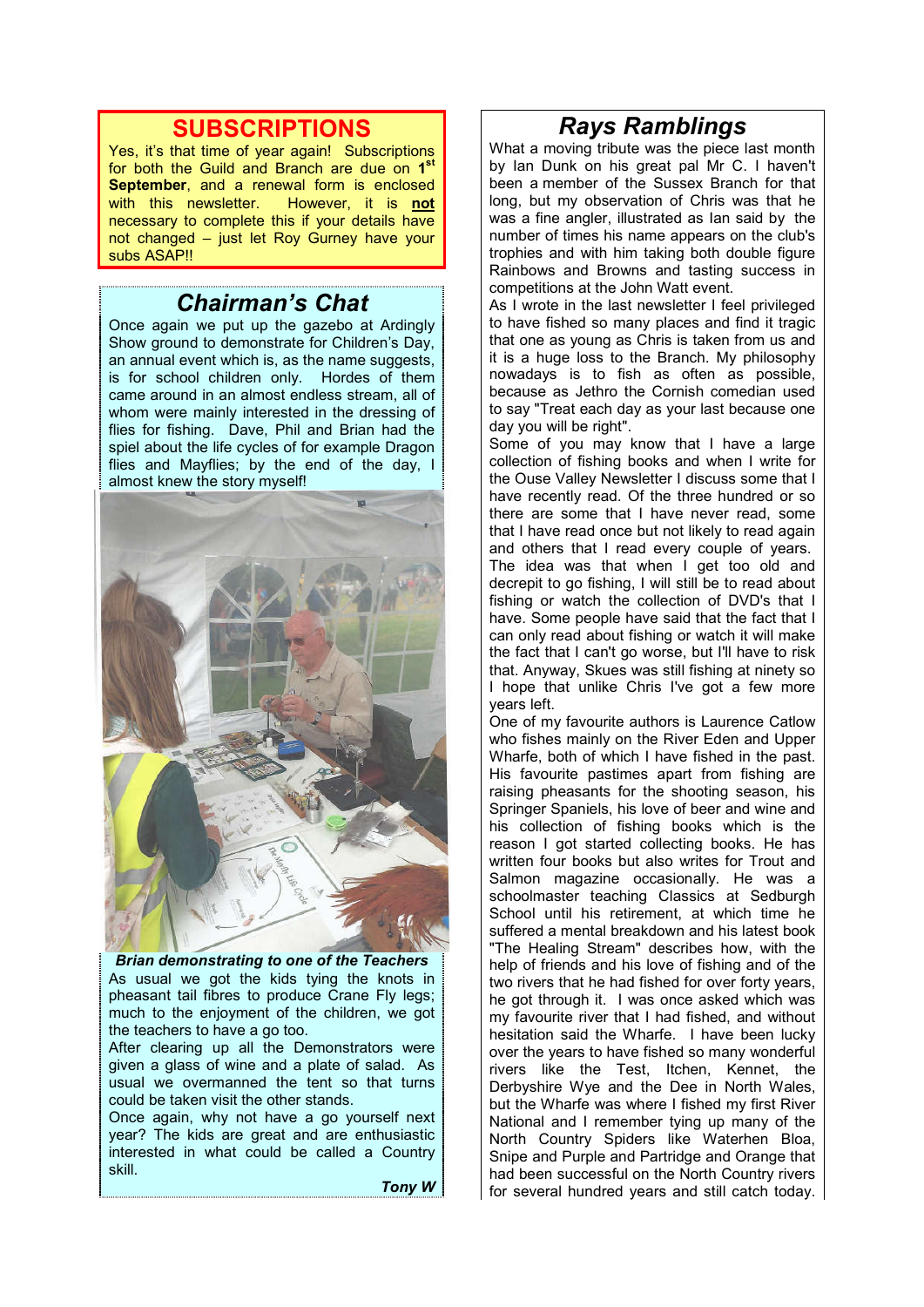## SUBSCRIPTIONS

Yes, it's that time of year again! Subscriptions for both the Guild and Branch are due on **1st September**, and a renewal form is enclosed with this newsletter. However, it is **not** necessary to complete this if your details have not changed – just let Roy Gurney have your subs ASAP!!

## *Chairman's Chat*

Once again we put up the gazebo at Ardingly Show ground to demonstrate for Children's Day, an annual event which is, as the name suggests, is for school children only. Hordes of them came around in an almost endless stream, all of whom were mainly interested in the dressing of flies for fishing. Dave, Phil and Brian had the spiel about the life cycles of for example Dragon flies and Mayflies; by the end of the day, I almost knew the story myself!

***Brian demonstrating to one of the Teachers***

As usual we got the kids tying the knots in pheasant tail fibres to produce Crane Fly legs; much to the enjoyment of the children, we got the teachers to have a go too.

After clearing up all the Demonstrators were given a glass of wine and a plate of salad. As usual we overmanned the tent so that turns could be taken visit the other stands.

Once again, why not have a go yourself next year? The kids are great and are enthusiastic interested in what could be called a Country skill.

***Tony W***

## *Rays Ramblings*

What a moving tribute was the piece last month by Ian Dunk on his great pal Mr C. I haven't been a member of the Sussex Branch for that long, but my observation of Chris was that he was a fine angler, illustrated as Ian said by the number of times his name appears on the club's trophies and with him taking both double figure Rainbows and Browns and tasting success in competitions at the John Watt event.

As I wrote in the last newsletter I feel privileged to have fished so many places and find it tragic that one as young as Chris is taken from us and it is a huge loss to the Branch. My philosophy nowadays is to fish as often as possible, because as Jethro the Cornish comedian used to say "Treat each day as your last because one day you will be right".

Some of you may know that I have a large collection of fishing books and when I write for the Ouse Valley Newsletter I discuss some that I have recently read. Of the three hundred or so there are some that I have never read, some that I have read once but not likely to read again and others that I read every couple of years. The idea was that when I get too old and decrepit to go fishing, I will still be to read about fishing or watch the collection of DVD's that I have. Some people have said that the fact that I can only read about fishing or watch it will make the fact that I can't go worse, but I'll have to risk that. Anyway, Skues was still fishing at ninety so I hope that unlike Chris I've got a few more years left.

One of my favourite authors is Laurence Catlow who fishes mainly on the River Eden and Upper Wharfe, both of which I have fished in the past. His favourite pastimes apart from fishing are raising pheasants for the shooting season, his Springer Spaniels, his love of beer and wine and his collection of fishing books which is the reason I got started collecting books. He has written four books but also writes for Trout and Salmon magazine occasionally. He was a schoolmaster teaching Classics at Sedburgh School until his retirement, at which time he suffered a mental breakdown and his latest book "The Healing Stream" describes how, with the help of friends and his love of fishing and of the two rivers that he had fished for over forty years, he got through it. I was once asked which was my favourite river that I had fished, and without hesitation said the Wharfe. I have been lucky over the years to have fished so many wonderful rivers like the Test, Itchen, Kennet, the Derbyshire Wye and the Dee in North Wales, but the Wharfe was where I fished my first River National and I remember tying up many of the North Country Spiders like Waterhen Bloa, Snipe and Purple and Partridge and Orange that had been successful on the North Country rivers for several hundred years and still catch today.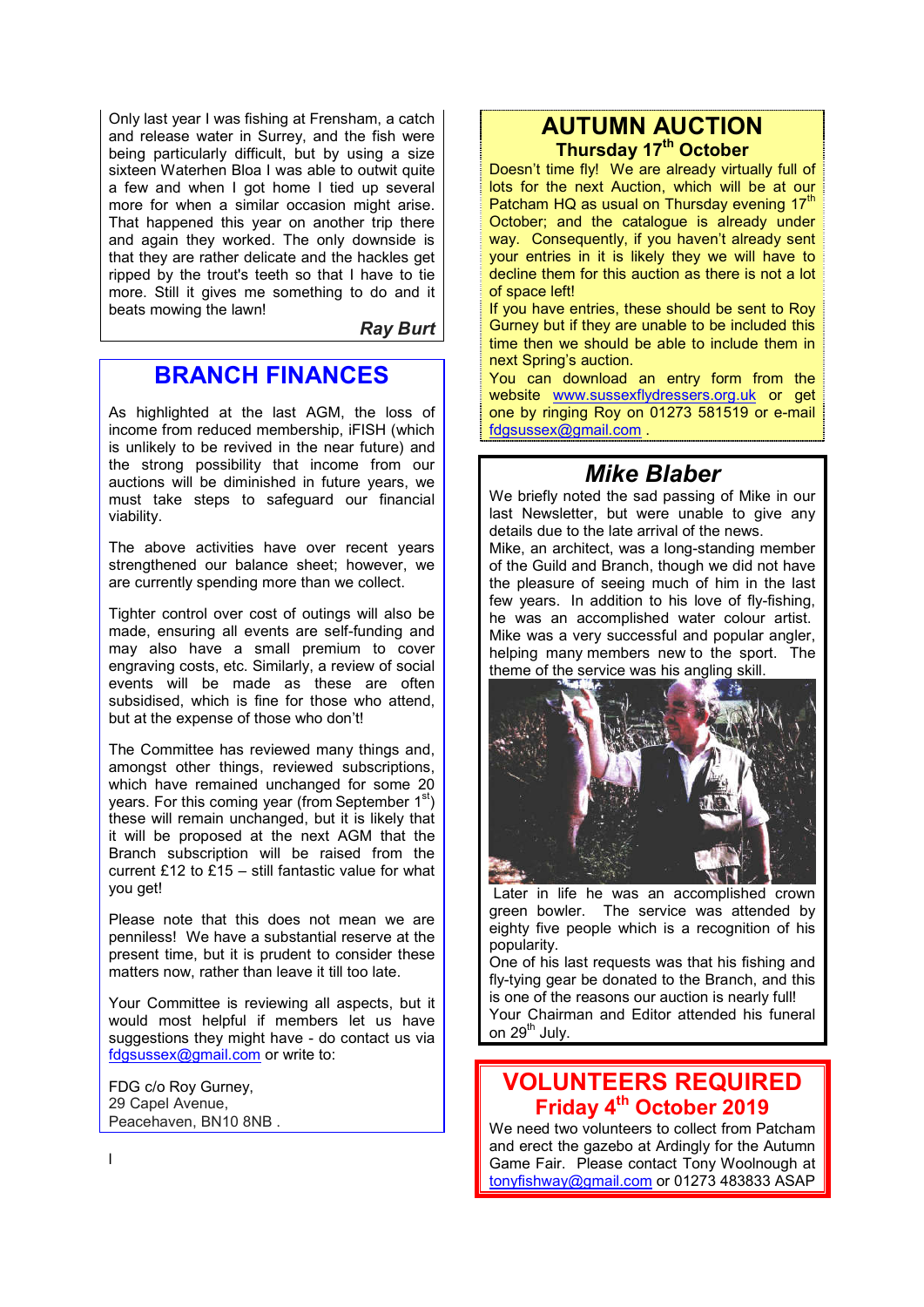Only last year I was fishing at Frensham, a catch and release water in Surrey, and the fish were being particularly difficult, but by using a size sixteen Waterhen Bloa I was able to outwit quite a few and when I got home I tied up several more for when a similar occasion might arise. That happened this year on another trip there and again they worked. The only downside is that they are rather delicate and the hackles get ripped by the trout's teeth so that I have to tie more. Still it gives me something to do and it beats mowing the lawn!

***Ray Burt***

## BRANCH FINANCES

As highlighted at the last AGM, the loss of income from reduced membership, iFISH (which is unlikely to be revived in the near future) and the strong possibility that income from our auctions will be diminished in future years, we must take steps to safeguard our financial viability.

The above activities have over recent years strengthened our balance sheet; however, we are currently spending more than we collect.

Tighter control over cost of outings will also be made, ensuring all events are self-funding and may also have a small premium to cover engraving costs, etc. Similarly, a review of social events will be made as these are often subsidised, which is fine for those who attend, but at the expense of those who don't!

The Committee has reviewed many things and, amongst other things, reviewed subscriptions, which have remained unchanged for some 20 years. For this coming year (from September 1st) these will remain unchanged, but it is likely that it will be proposed at the next AGM that the Branch subscription will be raised from the current £12 to £15 – still fantastic value for what you get!

Please note that this does not mean we are penniless! We have a substantial reserve at the present time, but it is prudent to consider these matters now, rather than leave it till too late.

Your Committee is reviewing all aspects, but it would most helpful if members let us have suggestions they might have - do contact us via fdgsussex@gmail.com or write to:

FDG c/o Roy Gurney,
29 Capel Avenue,
Peacehaven, BN10 8NB .

## AUTUMN AUCTION

### Thursday 17th October

Doesn't time fly! We are already virtually full of lots for the next Auction, which will be at our Patcham HQ as usual on Thursday evening 17th October; and the catalogue is already under way. Consequently, if you haven't already sent your entries in it is likely they we will have to decline them for this auction as there is not a lot of space left!

If you have entries, these should be sent to Roy Gurney but if they are unable to be included this time then we should be able to include them in next Spring's auction.

You can download an entry form from the website www.sussexflydressers.org.uk or get one by ringing Roy on 01273 581519 or e-mail fdgsussex@gmail.com .

## *Mike Blaber*

We briefly noted the sad passing of Mike in our last Newsletter, but were unable to give any details due to the late arrival of the news.

Mike, an architect, was a long-standing member of the Guild and Branch, though we did not have the pleasure of seeing much of him in the last few years. In addition to his love of fly-fishing, he was an accomplished water colour artist. Mike was a very successful and popular angler, helping many members new to the sport. The theme of the service was his angling skill.

Later in life he was an accomplished crown green bowler. The service was attended by eighty five people which is a recognition of his popularity.

One of his last requests was that his fishing and fly-tying gear be donated to the Branch, and this is one of the reasons our auction is nearly full!

Your Chairman and Editor attended his funeral on 29th July.

## VOLUNTEERS REQUIRED

### Friday 4th October 2019

We need two volunteers to collect from Patcham and erect the gazebo at Ardingly for the Autumn Game Fair. Please contact Tony Woolnough at tonyfishway@gmail.com or 01273 483833 ASAP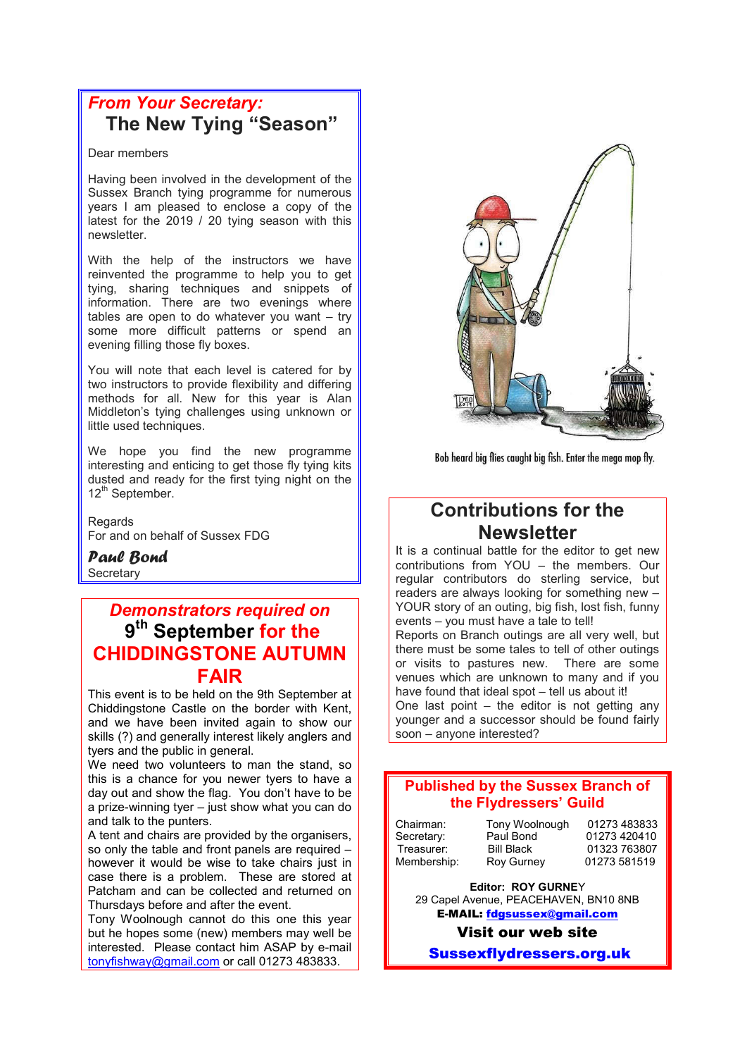## *From Your Secretary:*
## The New Tying "Season"

Dear members

Having been involved in the development of the Sussex Branch tying programme for numerous years I am pleased to enclose a copy of the latest for the 2019 / 20 tying season with this newsletter.

With the help of the instructors we have reinvented the programme to help you to get tying, sharing techniques and snippets of information. There are two evenings where tables are open to do whatever you want – try some more difficult patterns or spend an evening filling those fly boxes.

You will note that each level is catered for by two instructors to provide flexibility and differing methods for all. New for this year is Alan Middleton's tying challenges using unknown or little used techniques.

We hope you find the new programme interesting and enticing to get those fly tying kits dusted and ready for the first tying night on the 12th September.

Regards
For and on behalf of Sussex FDG

***Paul Bond***
Secretary

## *Demonstrators required on* 9th September for the CHIDDINGSTONE AUTUMN FAIR

This event is to be held on the 9th September at Chiddingstone Castle on the border with Kent, and we have been invited again to show our skills (?) and generally interest likely anglers and tyers and the public in general.
We need two volunteers to man the stand, so this is a chance for you newer tyers to have a day out and show the flag. You don't have to be a prize-winning tyer – just show what you can do and talk to the punters.
A tent and chairs are provided by the organisers, so only the table and front panels are required – however it would be wise to take chairs just in case there is a problem. These are stored at Patcham and can be collected and returned on Thursdays before and after the event.
Tony Woolnough cannot do this one this year but he hopes some (new) members may well be interested. Please contact him ASAP by e-mail tonyfishway@gmail.com or call 01273 483833.

Bob heard big flies caught big fish. Enter the mega mop fly.

## Contributions for the Newsletter

It is a continual battle for the editor to get new contributions from YOU – the members. Our regular contributors do sterling service, but readers are always looking for something new – YOUR story of an outing, big fish, lost fish, funny events – you must have a tale to tell!
Reports on Branch outings are all very well, but there must be some tales to tell of other outings or visits to pastures new. There are some venues which are unknown to many and if you have found that ideal spot – tell us about it!
One last point – the editor is not getting any younger and a successor should be found fairly soon – anyone interested?

## Published by the Sussex Branch of the Flydressers' Guild

| | | |
|---|---|---|
| Chairman: | Tony Woolnough | 01273 483833 |
| Secretary: | Paul Bond | 01273 420410 |
| Treasurer: | Bill Black | 01323 763807 |
| Membership: | Roy Gurney | 01273 581519 |

**Editor: ROY GURNEY**
29 Capel Avenue, PEACEHAVEN, BN10 8NB
**E-MAIL: fdgsussex@gmail.com**

**Visit our web site**

**Sussexflydressers.org.uk**